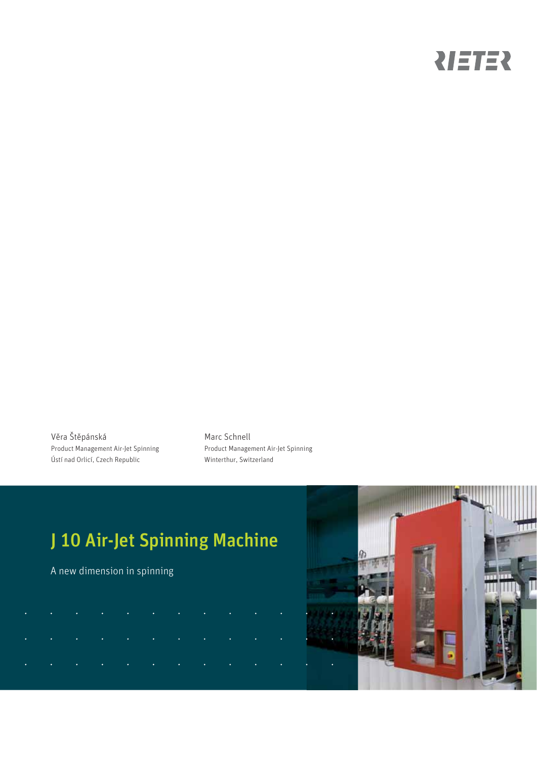RIETER

Věra Štěpánská
Product Management Air-Jet Spinning
Ústí nad Orlicí, Czech Republic

Marc Schnell
Product Management Air-Jet Spinning
Winterthur, Switzerland

# J 10 Air-Jet Spinning Machine

A new dimension in spinning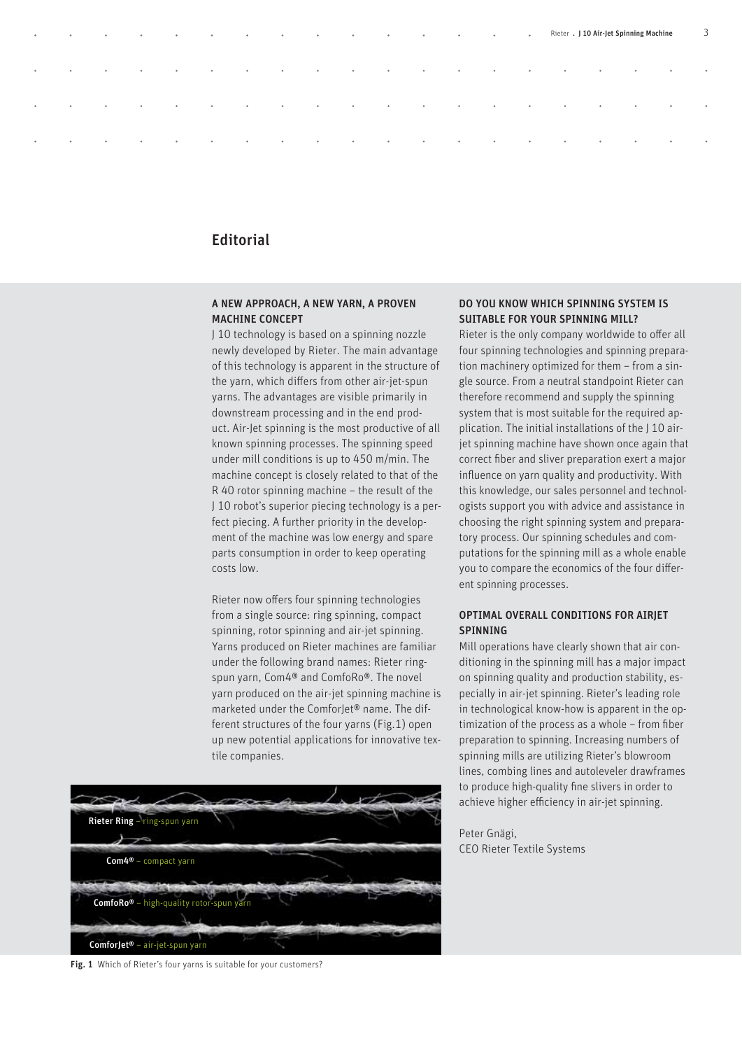# Editorial

## A NEW APPROACH, A NEW YARN, A PROVEN MACHINE CONCEPT

J 10 technology is based on a spinning nozzle newly developed by Rieter. The main advantage of this technology is apparent in the structure of the yarn, which differs from other air-jet-spun yarns. The advantages are visible primarily in downstream processing and in the end product. Air-Jet spinning is the most productive of all known spinning processes. The spinning speed under mill conditions is up to 450 m/min. The machine concept is closely related to that of the R 40 rotor spinning machine – the result of the J 10 robot's superior piecing technology is a perfect piecing. A further priority in the development of the machine was low energy and spare parts consumption in order to keep operating costs low.

Rieter now offers four spinning technologies from a single source: ring spinning, compact spinning, rotor spinning and air-jet spinning. Yarns produced on Rieter machines are familiar under the following brand names: Rieter ring-spun yarn, Com4® and ComfoRo®. The novel yarn produced on the air-jet spinning machine is marketed under the ComforJet® name. The different structures of the four yarns (Fig.1) open up new potential applications for innovative textile companies.

Rieter Ring – ring-spun yarn

Com4® – compact yarn

ComfoRo® – high-quality rotor-spun yarn

ComforJet® – air-jet-spun yarn

**Fig. 1** Which of Rieter's four yarns is suitable for your customers?

## DO YOU KNOW WHICH SPINNING SYSTEM IS SUITABLE FOR YOUR SPINNING MILL?

Rieter is the only company worldwide to offer all four spinning technologies and spinning preparation machinery optimized for them – from a single source. From a neutral standpoint Rieter can therefore recommend and supply the spinning system that is most suitable for the required application. The initial installations of the J 10 air-jet spinning machine have shown once again that correct fiber and sliver preparation exert a major influence on yarn quality and productivity. With this knowledge, our sales personnel and technologists support you with advice and assistance in choosing the right spinning system and preparatory process. Our spinning schedules and computations for the spinning mill as a whole enable you to compare the economics of the four different spinning processes.

## OPTIMAL OVERALL CONDITIONS FOR AIRJET SPINNING

Mill operations have clearly shown that air conditioning in the spinning mill has a major impact on spinning quality and production stability, especially in air-jet spinning. Rieter's leading role in technological know-how is apparent in the optimization of the process as a whole – from fiber preparation to spinning. Increasing numbers of spinning mills are utilizing Rieter's blowroom lines, combing lines and autoleveler drawframes to produce high-quality fine slivers in order to achieve higher efficiency in air-jet spinning.

Peter Gnägi,
CEO Rieter Textile Systems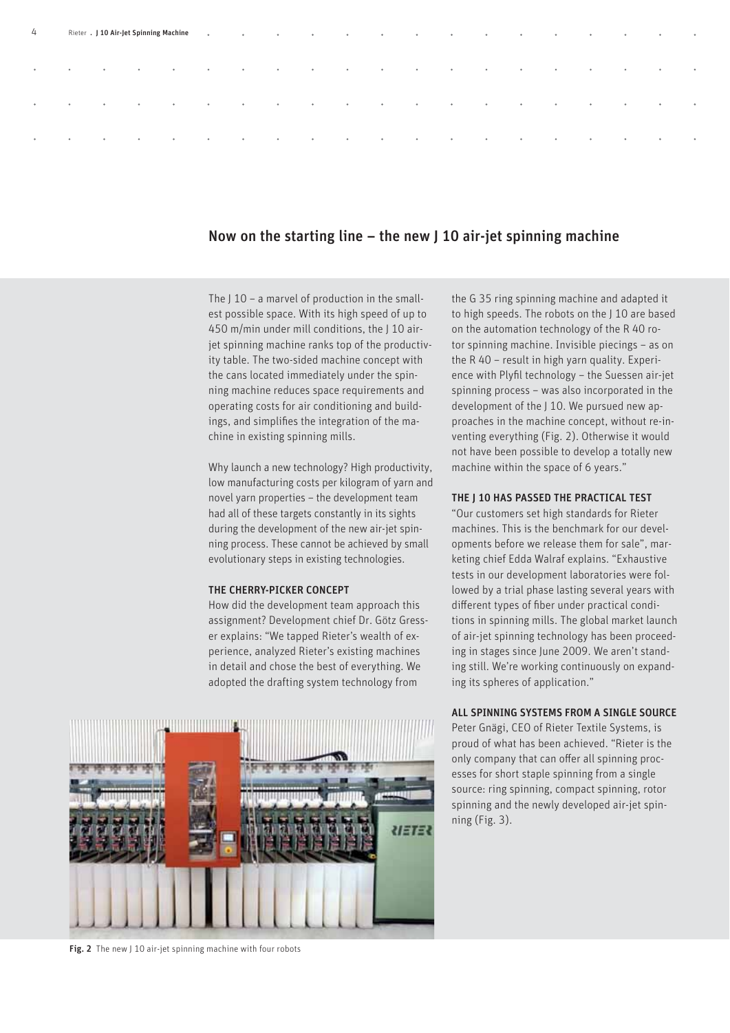## Now on the starting line – the new J 10 air-jet spinning machine

The J 10 – a marvel of production in the smallest possible space. With its high speed of up to 450 m/min under mill conditions, the J 10 air-jet spinning machine ranks top of the productivity table. The two-sided machine concept with the cans located immediately under the spinning machine reduces space requirements and operating costs for air conditioning and buildings, and simplifies the integration of the machine in existing spinning mills.

Why launch a new technology? High productivity, low manufacturing costs per kilogram of yarn and novel yarn properties – the development team had all of these targets constantly in its sights during the development of the new air-jet spinning process. These cannot be achieved by small evolutionary steps in existing technologies.

### THE CHERRY-PICKER CONCEPT

How did the development team approach this assignment? Development chief Dr. Götz Gresser explains: "We tapped Rieter's wealth of experience, analyzed Rieter's existing machines in detail and chose the best of everything. We adopted the drafting system technology from the G 35 ring spinning machine and adapted it to high speeds. The robots on the J 10 are based on the automation technology of the R 40 rotor spinning machine. Invisible piecings – as on the R 40 – result in high yarn quality. Experience with Plyfil technology – the Suessen air-jet spinning process – was also incorporated in the development of the J 10. We pursued new approaches in the machine concept, without re-inventing everything (Fig. 2). Otherwise it would not have been possible to develop a totally new machine within the space of 6 years."

### THE J 10 HAS PASSED THE PRACTICAL TEST

"Our customers set high standards for Rieter machines. This is the benchmark for our developments before we release them for sale", marketing chief Edda Walraf explains. "Exhaustive tests in our development laboratories were followed by a trial phase lasting several years with different types of fiber under practical conditions in spinning mills. The global market launch of air-jet spinning technology has been proceeding in stages since June 2009. We aren't standing still. We're working continuously on expanding its spheres of application."

### ALL SPINNING SYSTEMS FROM A SINGLE SOURCE

Peter Gnägi, CEO of Rieter Textile Systems, is proud of what has been achieved. "Rieter is the only company that can offer all spinning processes for short staple spinning from a single source: ring spinning, compact spinning, rotor spinning and the newly developed air-jet spinning (Fig. 3).

**Fig. 2** The new J 10 air-jet spinning machine with four robots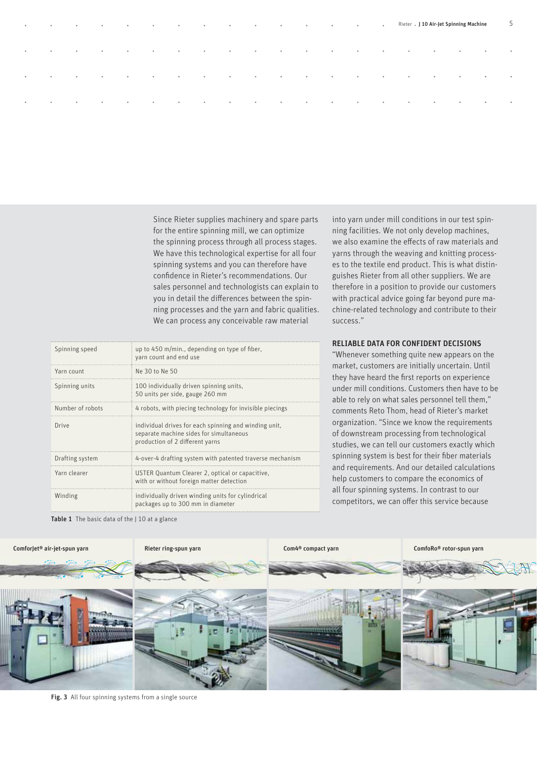Since Rieter supplies machinery and spare parts for the entire spinning mill, we can optimize the spinning process through all process stages. We have this technological expertise for all four spinning systems and you can therefore have confidence in Rieter's recommendations. Our sales personnel and technologists can explain to you in detail the differences between the spinning processes and the yarn and fabric qualities. We can process any conceivable raw material into yarn under mill conditions in our test spinning facilities. We not only develop machines, we also examine the effects of raw materials and yarns through the weaving and knitting processes to the textile end product. This is what distinguishes Rieter from all other suppliers. We are therefore in a position to provide our customers with practical advice going far beyond pure machine-related technology and contribute to their success."

| | |
|---|---|
| Spinning speed | up to 450 m/min., depending on type of fiber, yarn count and end use |
| Yarn count | Ne 30 to Ne 50 |
| Spinning units | 100 individually driven spinning units, 50 units per side, gauge 260 mm |
| Number of robots | 4 robots, with piecing technology for invisible piecings |
| Drive | individual drives for each spinning and winding unit, separate machine sides for simultaneous production of 2 different yarns |
| Drafting system | 4-over-4 drafting system with patented traverse mechanism |
| Yarn clearer | USTER Quantum Clearer 2, optical or capacitive, with or without foreign matter detection |
| Winding | individually driven winding units for cylindrical packages up to 300 mm in diameter |

**Table 1** The basic data of the J 10 at a glance

## RELIABLE DATA FOR CONFIDENT DECISIONS

"Whenever something quite new appears on the market, customers are initially uncertain. Until they have heard the first reports on experience under mill conditions. Customers then have to be able to rely on what sales personnel tell them," comments Reto Thom, head of Rieter's market organization. "Since we know the requirements of downstream processing from technological studies, we can tell our customers exactly which spinning system is best for their fiber materials and requirements. And our detailed calculations help customers to compare the economics of all four spinning systems. In contrast to our competitors, we can offer this service because

ComforJet® air-jet-spun yarn | Rieter ring-spun yarn | Com4® compact yarn | ComfoRo® rotor-spun yarn

**Fig. 3** All four spinning systems from a single source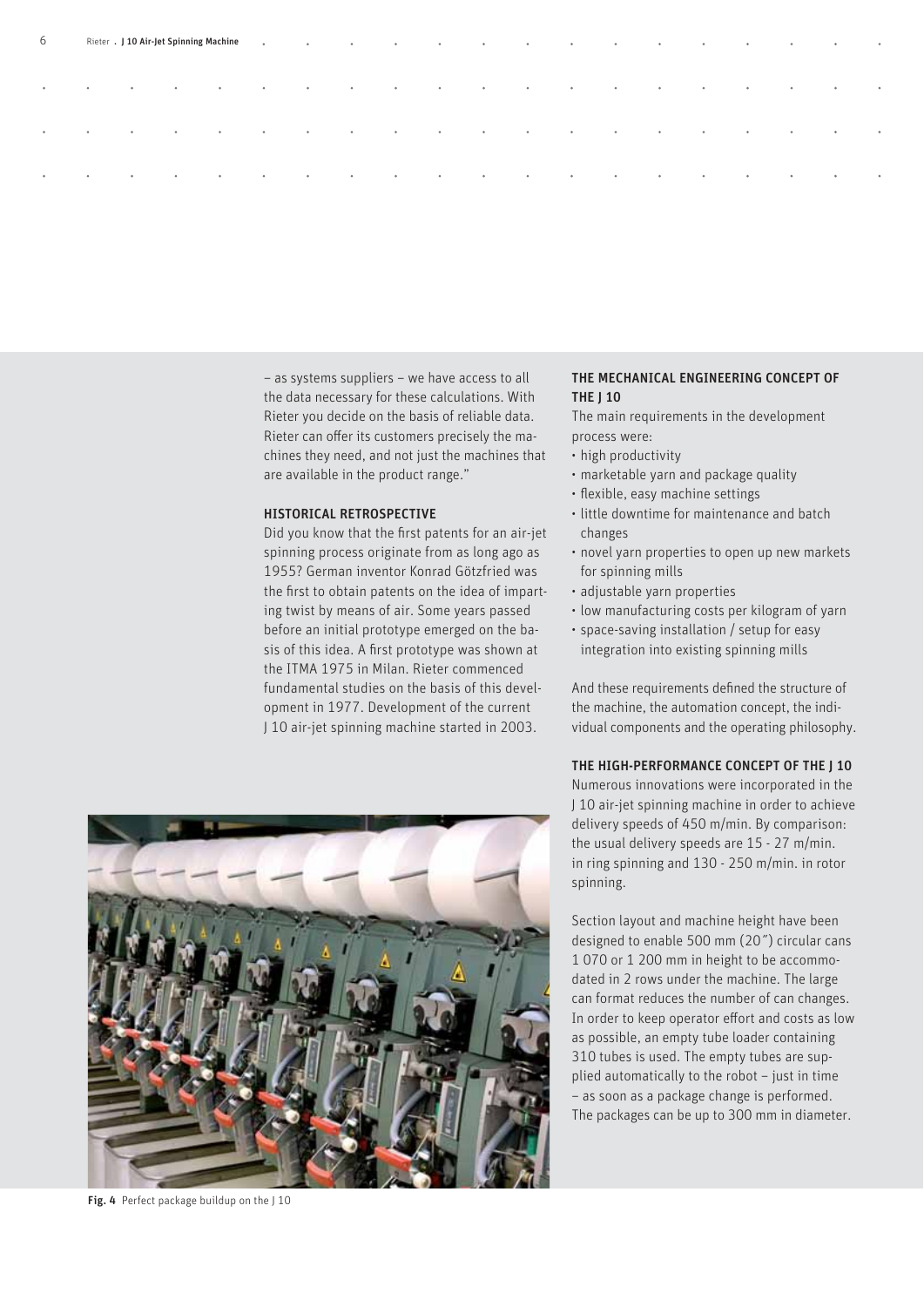– as systems suppliers – we have access to all the data necessary for these calculations. With Rieter you decide on the basis of reliable data. Rieter can offer its customers precisely the machines they need, and not just the machines that are available in the product range."

### HISTORICAL RETROSPECTIVE

Did you know that the first patents for an air-jet spinning process originate from as long ago as 1955? German inventor Konrad Götzfried was the first to obtain patents on the idea of imparting twist by means of air. Some years passed before an initial prototype emerged on the basis of this idea. A first prototype was shown at the ITMA 1975 in Milan. Rieter commenced fundamental studies on the basis of this development in 1977. Development of the current J 10 air-jet spinning machine started in 2003.

**Fig. 4** Perfect package buildup on the J 10

### THE MECHANICAL ENGINEERING CONCEPT OF THE J 10

The main requirements in the development process were:

- high productivity
- marketable yarn and package quality
- flexible, easy machine settings
- little downtime for maintenance and batch changes
- novel yarn properties to open up new markets for spinning mills
- adjustable yarn properties
- low manufacturing costs per kilogram of yarn
- space-saving installation / setup for easy integration into existing spinning mills

And these requirements defined the structure of the machine, the automation concept, the individual components and the operating philosophy.

### THE HIGH-PERFORMANCE CONCEPT OF THE J 10

Numerous innovations were incorporated in the J 10 air-jet spinning machine in order to achieve delivery speeds of 450 m/min. By comparison: the usual delivery speeds are 15 - 27 m/min. in ring spinning and 130 - 250 m/min. in rotor spinning.

Section layout and machine height have been designed to enable 500 mm (20") circular cans 1 070 or 1 200 mm in height to be accommodated in 2 rows under the machine. The large can format reduces the number of can changes. In order to keep operator effort and costs as low as possible, an empty tube loader containing 310 tubes is used. The empty tubes are supplied automatically to the robot – just in time – as soon as a package change is performed. The packages can be up to 300 mm in diameter.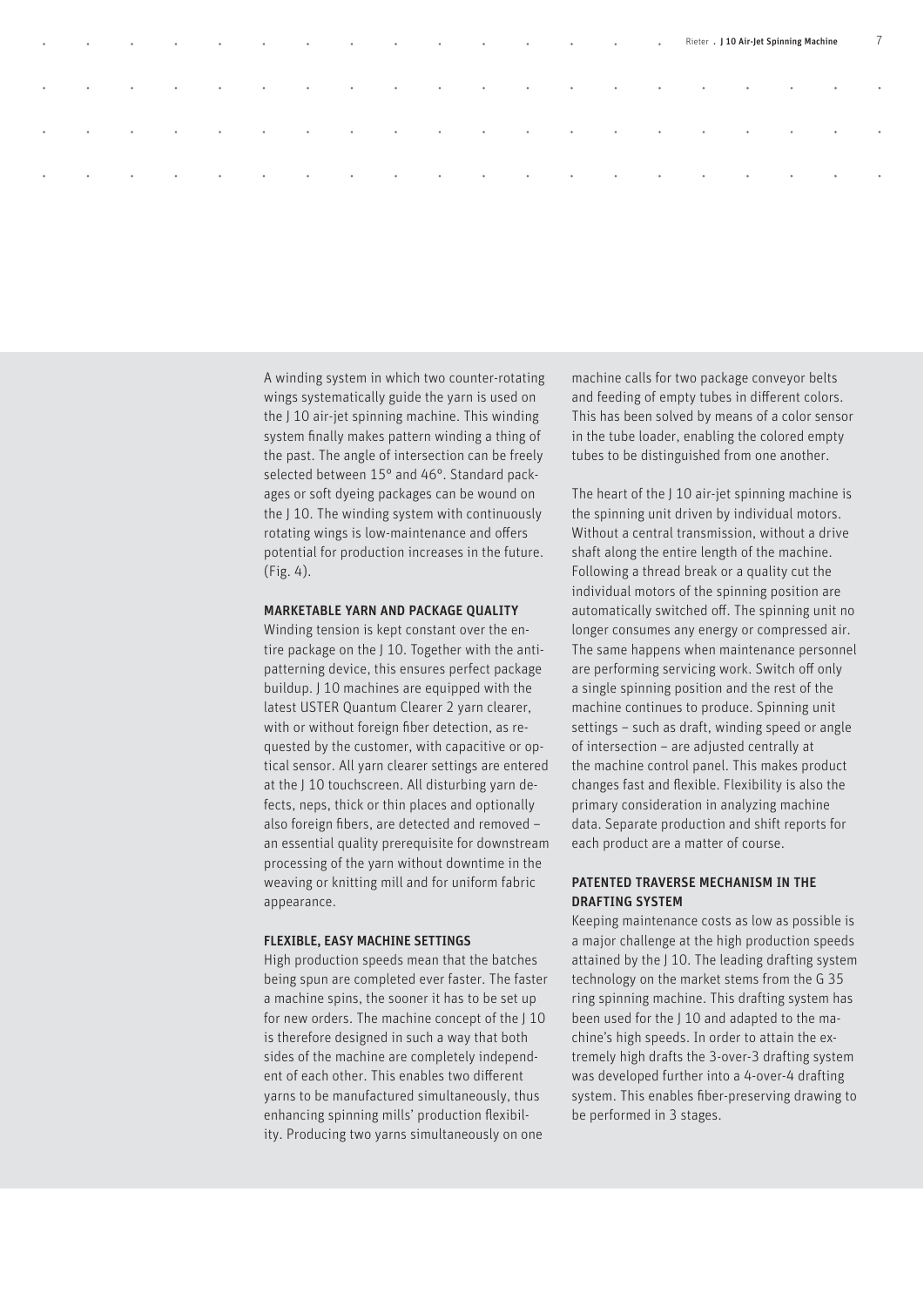A winding system in which two counter-rotating wings systematically guide the yarn is used on the J 10 air-jet spinning machine. This winding system finally makes pattern winding a thing of the past. The angle of intersection can be freely selected between 15° and 46°. Standard packages or soft dyeing packages can be wound on the J 10. The winding system with continuously rotating wings is low-maintenance and offers potential for production increases in the future. (Fig. 4).

### MARKETABLE YARN AND PACKAGE QUALITY

Winding tension is kept constant over the entire package on the J 10. Together with the anti-patterning device, this ensures perfect package buildup. J 10 machines are equipped with the latest USTER Quantum Clearer 2 yarn clearer, with or without foreign fiber detection, as requested by the customer, with capacitive or optical sensor. All yarn clearer settings are entered at the J 10 touchscreen. All disturbing yarn defects, neps, thick or thin places and optionally also foreign fibers, are detected and removed – an essential quality prerequisite for downstream processing of the yarn without downtime in the weaving or knitting mill and for uniform fabric appearance.

### FLEXIBLE, EASY MACHINE SETTINGS

High production speeds mean that the batches being spun are completed ever faster. The faster a machine spins, the sooner it has to be set up for new orders. The machine concept of the J 10 is therefore designed in such a way that both sides of the machine are completely independent of each other. This enables two different yarns to be manufactured simultaneously, thus enhancing spinning mills' production flexibility. Producing two yarns simultaneously on one machine calls for two package conveyor belts and feeding of empty tubes in different colors. This has been solved by means of a color sensor in the tube loader, enabling the colored empty tubes to be distinguished from one another.

The heart of the J 10 air-jet spinning machine is the spinning unit driven by individual motors. Without a central transmission, without a drive shaft along the entire length of the machine. Following a thread break or a quality cut the individual motors of the spinning position are automatically switched off. The spinning unit no longer consumes any energy or compressed air. The same happens when maintenance personnel are performing servicing work. Switch off only a single spinning position and the rest of the machine continues to produce. Spinning unit settings – such as draft, winding speed or angle of intersection – are adjusted centrally at the machine control panel. This makes product changes fast and flexible. Flexibility is also the primary consideration in analyzing machine data. Separate production and shift reports for each product are a matter of course.

### PATENTED TRAVERSE MECHANISM IN THE DRAFTING SYSTEM

Keeping maintenance costs as low as possible is a major challenge at the high production speeds attained by the J 10. The leading drafting system technology on the market stems from the G 35 ring spinning machine. This drafting system has been used for the J 10 and adapted to the machine's high speeds. In order to attain the extremely high drafts the 3-over-3 drafting system was developed further into a 4-over-4 drafting system. This enables fiber-preserving drawing to be performed in 3 stages.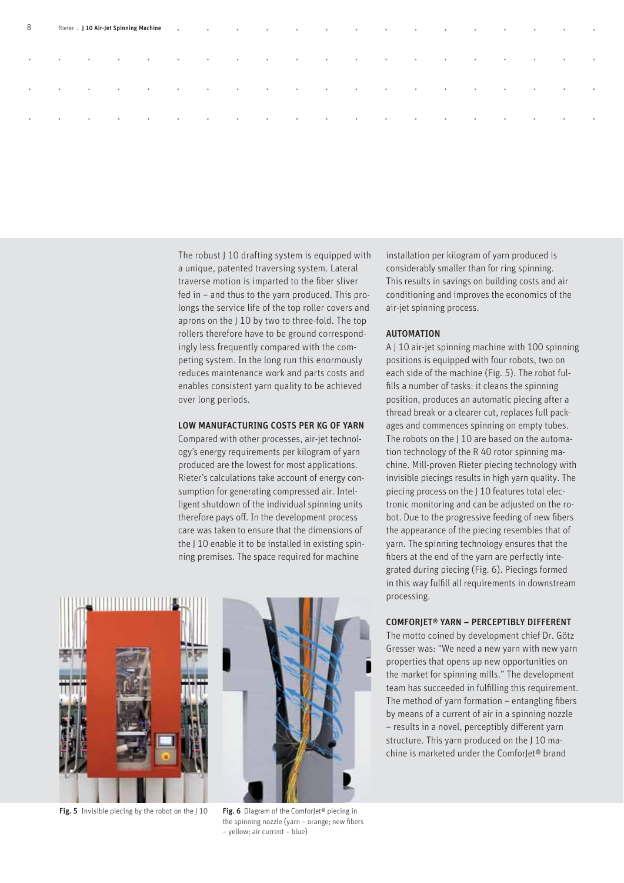The robust J 10 drafting system is equipped with a unique, patented traversing system. Lateral traverse motion is imparted to the fiber sliver fed in – and thus to the yarn produced. This prolongs the service life of the top roller covers and aprons on the J 10 by two to three-fold. The top rollers therefore have to be ground correspondingly less frequently compared with the competing system. In the long run this enormously reduces maintenance work and parts costs and enables consistent yarn quality to be achieved over long periods.

### LOW MANUFACTURING COSTS PER KG OF YARN

Compared with other processes, air-jet technology's energy requirements per kilogram of yarn produced are the lowest for most applications. Rieter's calculations take account of energy consumption for generating compressed air. Intelligent shutdown of the individual spinning units therefore pays off. In the development process care was taken to ensure that the dimensions of the J 10 enable it to be installed in existing spinning premises. The space required for machine installation per kilogram of yarn produced is considerably smaller than for ring spinning. This results in savings on building costs and air conditioning and improves the economics of the air-jet spinning process.

### AUTOMATION

A J 10 air-jet spinning machine with 100 spinning positions is equipped with four robots, two on each side of the machine (Fig. 5). The robot fulfills a number of tasks: it cleans the spinning position, produces an automatic piecing after a thread break or a clearer cut, replaces full packages and commences spinning on empty tubes. The robots on the J 10 are based on the automation technology of the R 40 rotor spinning machine. Mill-proven Rieter piecing technology with invisible piecings results in high yarn quality. The piecing process on the J 10 features total electronic monitoring and can be adjusted on the robot. Due to the progressive feeding of new fibers the appearance of the piecing resembles that of yarn. The spinning technology ensures that the fibers at the end of the yarn are perfectly integrated during piecing (Fig. 6). Piecings formed in this way fulfill all requirements in downstream processing.

### COMFORJET® YARN – PERCEPTIBLY DIFFERENT

The motto coined by development chief Dr. Götz Gresser was: "We need a new yarn with new yarn properties that opens up new opportunities on the market for spinning mills." The development team has succeeded in fulfilling this requirement. The method of yarn formation – entangling fibers by means of a current of air in a spinning nozzle – results in a novel, perceptibly different yarn structure. This yarn produced on the J 10 machine is marketed under the ComforJet® brand

**Fig. 5** Invisible piecing by the robot on the J 10

**Fig. 6** Diagram of the ComforJet® piecing in the spinning nozzle (yarn – orange; new fibers – yellow; air current – blue)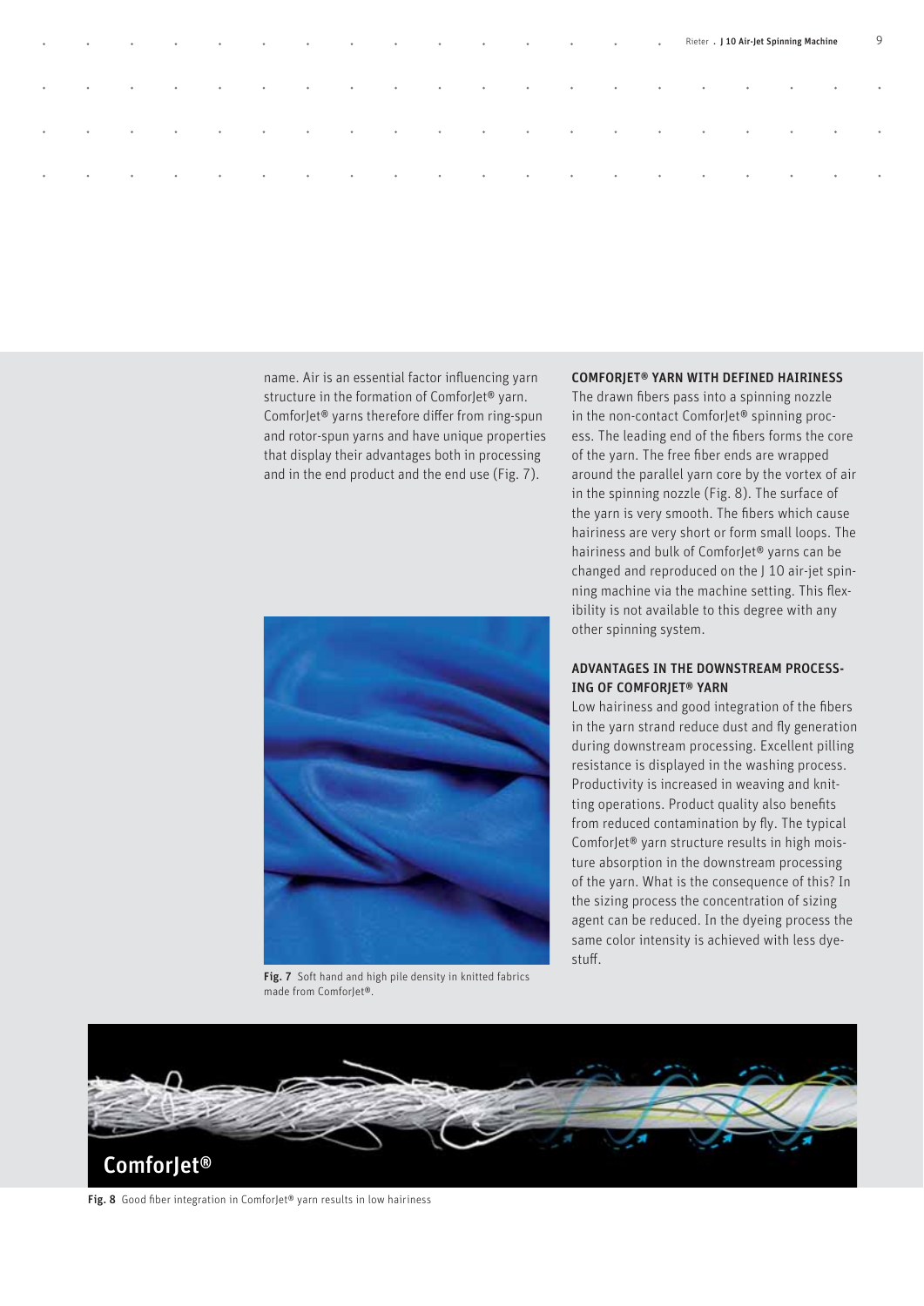name. Air is an essential factor influencing yarn structure in the formation of ComforJet® yarn. ComforJet® yarns therefore differ from ring-spun and rotor-spun yarns and have unique properties that display their advantages both in processing and in the end product and the end use (Fig. 7).

**Fig. 7** Soft hand and high pile density in knitted fabrics made from ComforJet®.

## COMFORJET® YARN WITH DEFINED HAIRINESS

The drawn fibers pass into a spinning nozzle in the non-contact ComforJet® spinning process. The leading end of the fibers forms the core of the yarn. The free fiber ends are wrapped around the parallel yarn core by the vortex of air in the spinning nozzle (Fig. 8). The surface of the yarn is very smooth. The fibers which cause hairiness are very short or form small loops. The hairiness and bulk of ComforJet® yarns can be changed and reproduced on the J 10 air-jet spinning machine via the machine setting. This flexibility is not available to this degree with any other spinning system.

## ADVANTAGES IN THE DOWNSTREAM PROCESSING OF COMFORJET® YARN

Low hairiness and good integration of the fibers in the yarn strand reduce dust and fly generation during downstream processing. Excellent pilling resistance is displayed in the washing process. Productivity is increased in weaving and knitting operations. Product quality also benefits from reduced contamination by fly. The typical ComforJet® yarn structure results in high moisture absorption in the downstream processing of the yarn. What is the consequence of this? In the sizing process the concentration of sizing agent can be reduced. In the dyeing process the same color intensity is achieved with less dyestuff.

ComforJet®

**Fig. 8** Good fiber integration in ComforJet® yarn results in low hairiness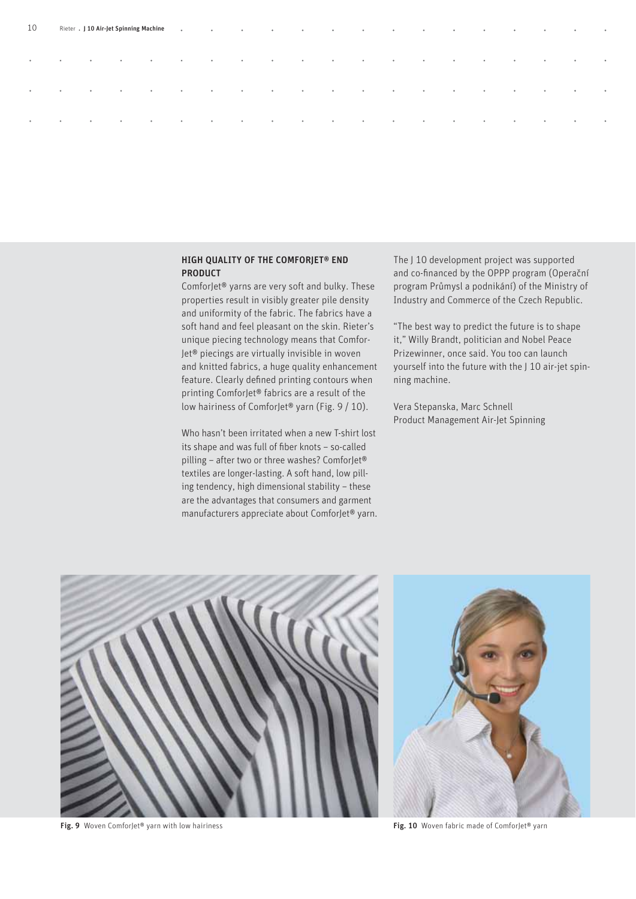## HIGH QUALITY OF THE COMFORJET® END PRODUCT

ComforJet® yarns are very soft and bulky. These properties result in visibly greater pile density and uniformity of the fabric. The fabrics have a soft hand and feel pleasant on the skin. Rieter's unique piecing technology means that ComforJet® piecings are virtually invisible in woven and knitted fabrics, a huge quality enhancement feature. Clearly defined printing contours when printing ComforJet® fabrics are a result of the low hairiness of ComforJet® yarn (Fig. 9 / 10).

Who hasn't been irritated when a new T-shirt lost its shape and was full of fiber knots – so-called pilling – after two or three washes? ComforJet® textiles are longer-lasting. A soft hand, low pilling tendency, high dimensional stability – these are the advantages that consumers and garment manufacturers appreciate about ComforJet® yarn.

The J 10 development project was supported and co-financed by the OPPP program (Operační program Průmysl a podnikání) of the Ministry of Industry and Commerce of the Czech Republic.

"The best way to predict the future is to shape it," Willy Brandt, politician and Nobel Peace Prizewinner, once said. You too can launch yourself into the future with the J 10 air-jet spinning machine.

Vera Stepanska, Marc Schnell
Product Management Air-Jet Spinning

**Fig. 9** Woven ComforJet® yarn with low hairiness

**Fig. 10** Woven fabric made of ComforJet® yarn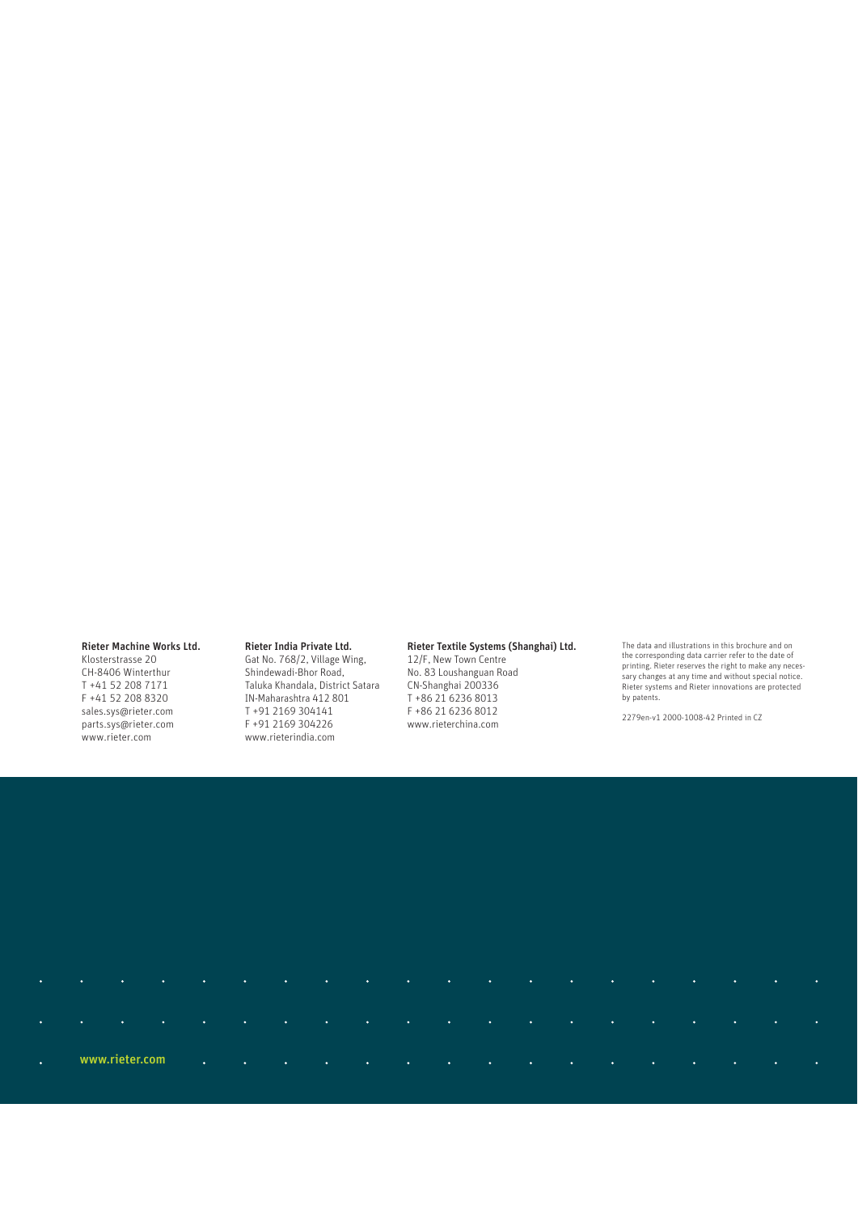**Rieter Machine Works Ltd.**
Klosterstrasse 20
CH-8406 Winterthur
T +41 52 208 7171
F +41 52 208 8320
sales.sys@rieter.com
parts.sys@rieter.com
www.rieter.com

**Rieter India Private Ltd.**
Gat No. 768/2, Village Wing,
Shindewadi-Bhor Road,
Taluka Khandala, District Satara
IN-Maharashtra 412 801
T +91 2169 304141
F +91 2169 304226
www.rieterindia.com

**Rieter Textile Systems (Shanghai) Ltd.**
12/F, New Town Centre
No. 83 Loushanguan Road
CN-Shanghai 200336
T +86 21 6236 8013
F +86 21 6236 8012
www.rieterchina.com

The data and illustrations in this brochure and on the corresponding data carrier refer to the date of printing. Rieter reserves the right to make any necessary changes at any time and without special notice. Rieter systems and Rieter innovations are protected by patents.

2279en-v1 2000-1008-42 Printed in CZ

www.rieter.com